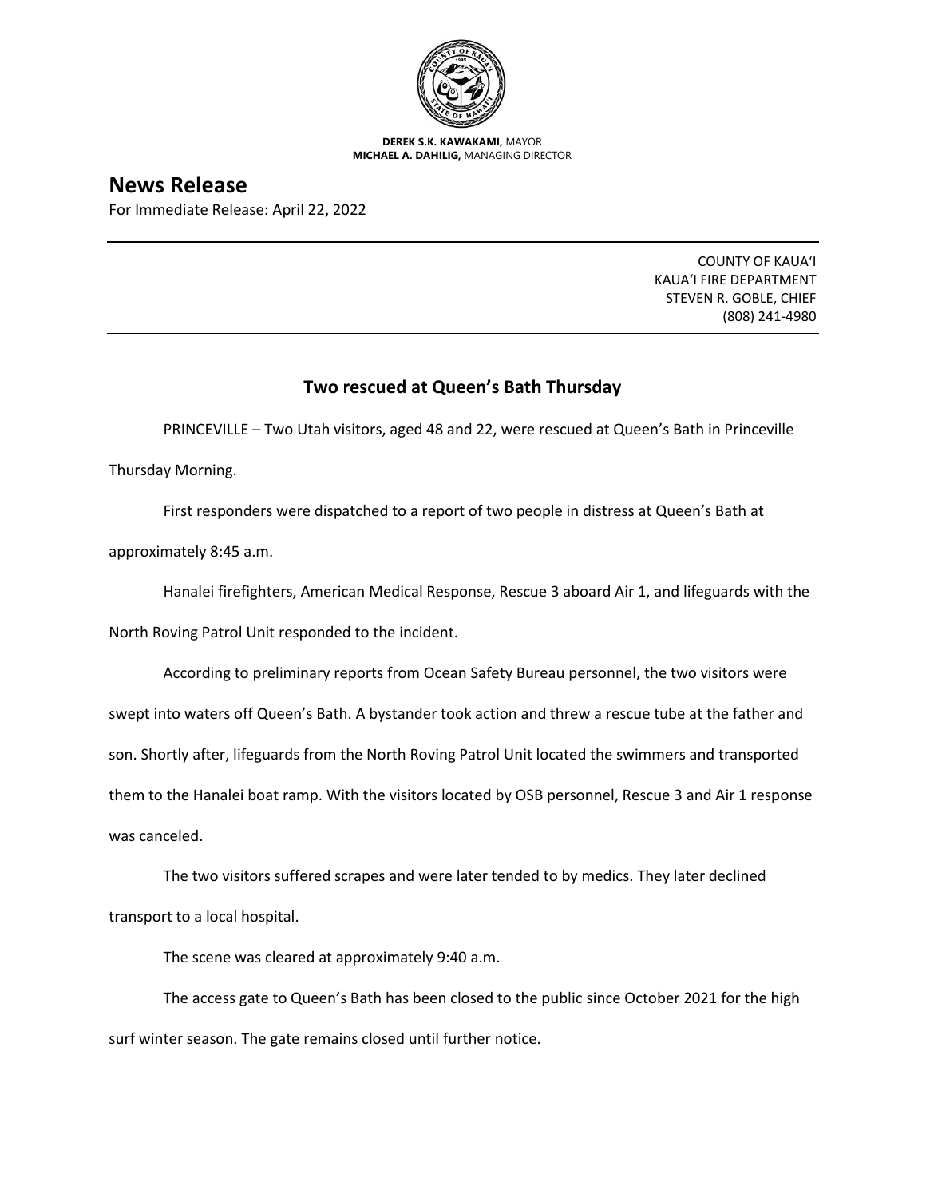**DEREK S.K. KAWAKAMI,** MAYOR
**MICHAEL A. DAHILIG,** MANAGING DIRECTOR

# News Release

For Immediate Release: April 22, 2022

COUNTY OF KAUA'I
KAUA'I FIRE DEPARTMENT
STEVEN R. GOBLE, CHIEF
(808) 241-4980

## Two rescued at Queen's Bath Thursday

PRINCEVILLE – Two Utah visitors, aged 48 and 22, were rescued at Queen's Bath in Princeville Thursday Morning.

First responders were dispatched to a report of two people in distress at Queen's Bath at approximately 8:45 a.m.

Hanalei firefighters, American Medical Response, Rescue 3 aboard Air 1, and lifeguards with the North Roving Patrol Unit responded to the incident.

According to preliminary reports from Ocean Safety Bureau personnel, the two visitors were swept into waters off Queen's Bath. A bystander took action and threw a rescue tube at the father and son. Shortly after, lifeguards from the North Roving Patrol Unit located the swimmers and transported them to the Hanalei boat ramp. With the visitors located by OSB personnel, Rescue 3 and Air 1 response was canceled.

The two visitors suffered scrapes and were later tended to by medics. They later declined transport to a local hospital.

The scene was cleared at approximately 9:40 a.m.

The access gate to Queen's Bath has been closed to the public since October 2021 for the high surf winter season. The gate remains closed until further notice.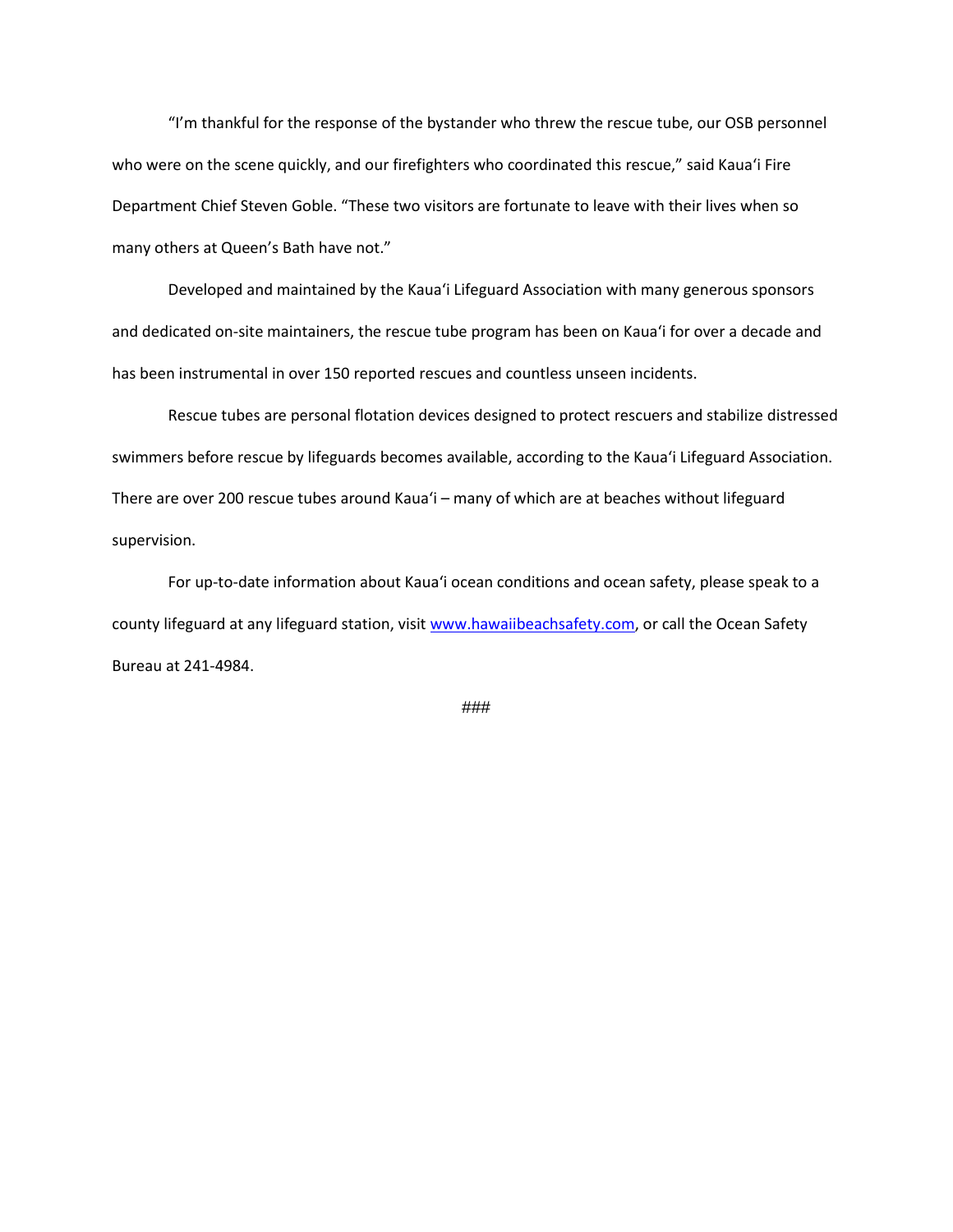"I'm thankful for the response of the bystander who threw the rescue tube, our OSB personnel who were on the scene quickly, and our firefighters who coordinated this rescue," said Kaua'i Fire Department Chief Steven Goble. "These two visitors are fortunate to leave with their lives when so many others at Queen's Bath have not."

Developed and maintained by the Kaua'i Lifeguard Association with many generous sponsors and dedicated on-site maintainers, the rescue tube program has been on Kaua'i for over a decade and has been instrumental in over 150 reported rescues and countless unseen incidents.

Rescue tubes are personal flotation devices designed to protect rescuers and stabilize distressed swimmers before rescue by lifeguards becomes available, according to the Kaua'i Lifeguard Association. There are over 200 rescue tubes around Kaua'i – many of which are at beaches without lifeguard supervision.

For up-to-date information about Kaua'i ocean conditions and ocean safety, please speak to a county lifeguard at any lifeguard station, visit [www.hawaiibeachsafety.com](http://www.hawaiibeachsafety.com), or call the Ocean Safety Bureau at 241-4984.

###